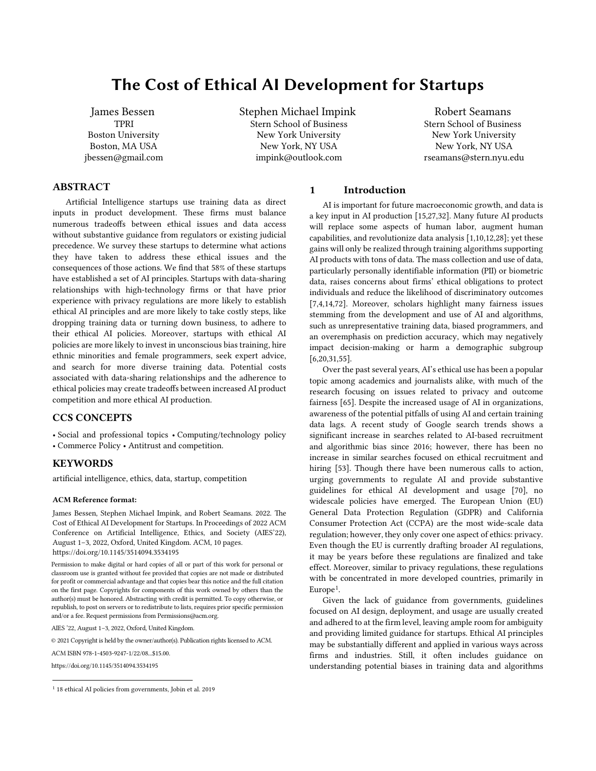# The Cost of Ethical AI Development for Startups

James Bessen
TPRI
Boston University
Boston, MA USA
jbessen@gmail.com

Stephen Michael Impink
Stern School of Business
New York University
New York, NY USA
impink@outlook.com

Robert Seamans
Stern School of Business
New York University
New York, NY USA
rseamans@stern.nyu.edu

## ABSTRACT

Artificial Intelligence startups use training data as direct inputs in product development. These firms must balance numerous tradeoffs between ethical issues and data access without substantive guidance from regulators or existing judicial precedence. We survey these startups to determine what actions they have taken to address these ethical issues and the consequences of those actions. We find that 58% of these startups have established a set of AI principles. Startups with data-sharing relationships with high-technology firms or that have prior experience with privacy regulations are more likely to establish ethical AI principles and are more likely to take costly steps, like dropping training data or turning down business, to adhere to their ethical AI policies. Moreover, startups with ethical AI policies are more likely to invest in unconscious bias training, hire ethnic minorities and female programmers, seek expert advice, and search for more diverse training data. Potential costs associated with data-sharing relationships and the adherence to ethical policies may create tradeoffs between increased AI product competition and more ethical AI production.

## CCS CONCEPTS

• Social and professional topics • Computing/technology policy • Commerce Policy • Antitrust and competition.

## KEYWORDS

artificial intelligence, ethics, data, startup, competition

**ACM Reference format:**

James Bessen, Stephen Michael Impink, and Robert Seamans. 2022. The Cost of Ethical AI Development for Startups. In Proceedings of 2022 ACM Conference on Artificial Intelligence, Ethics, and Society (AIES'22), August 1–3, 2022, Oxford, United Kingdom. ACM, 10 pages. https://doi.org/10.1145/3514094.3534195

Permission to make digital or hard copies of all or part of this work for personal or classroom use is granted without fee provided that copies are not made or distributed for profit or commercial advantage and that copies bear this notice and the full citation on the first page. Copyrights for components of this work owned by others than the author(s) must be honored. Abstracting with credit is permitted. To copy otherwise, or republish, to post on servers or to redistribute to lists, requires prior specific permission and/or a fee. Request permissions from Permissions@acm.org.

AIES '22, August 1–3, 2022, Oxford, United Kingdom.

© 2021 Copyright is held by the owner/author(s). Publication rights licensed to ACM.

ACM ISBN 978-1-4503-9247-1/22/08...$15.00.

https://doi.org/10.1145/3514094.3534195

## 1 Introduction

AI is important for future macroeconomic growth, and data is a key input in AI production [15,27,32]. Many future AI products will replace some aspects of human labor, augment human capabilities, and revolutionize data analysis [1,10,12,28]; yet these gains will only be realized through training algorithms supporting AI products with tons of data. The mass collection and use of data, particularly personally identifiable information (PII) or biometric data, raises concerns about firms' ethical obligations to protect individuals and reduce the likelihood of discriminatory outcomes [7,4,14,72]. Moreover, scholars highlight many fairness issues stemming from the development and use of AI and algorithms, such as unrepresentative training data, biased programmers, and an overemphasis on prediction accuracy, which may negatively impact decision-making or harm a demographic subgroup [6,20,31,55].

Over the past several years, AI's ethical use has been a popular topic among academics and journalists alike, with much of the research focusing on issues related to privacy and outcome fairness [65]. Despite the increased usage of AI in organizations, awareness of the potential pitfalls of using AI and certain training data lags. A recent study of Google search trends shows a significant increase in searches related to AI-based recruitment and algorithmic bias since 2016; however, there has been no increase in similar searches focused on ethical recruitment and hiring [53]. Though there have been numerous calls to action, urging governments to regulate AI and provide substantive guidelines for ethical AI development and usage [70], no widescale policies have emerged. The European Union (EU) General Data Protection Regulation (GDPR) and California Consumer Protection Act (CCPA) are the most wide-scale data regulation; however, they only cover one aspect of ethics: privacy. Even though the EU is currently drafting broader AI regulations, it may be years before these regulations are finalized and take effect. Moreover, similar to privacy regulations, these regulations will be concentrated in more developed countries, primarily in Europe[1].

Given the lack of guidance from governments, guidelines focused on AI design, deployment, and usage are usually created and adhered to at the firm level, leaving ample room for ambiguity and providing limited guidance for startups. Ethical AI principles may be substantially different and applied in various ways across firms and industries. Still, it often includes guidance on understanding potential biases in training data and algorithms

[1] 18 ethical AI policies from governments, Jobin et al. 2019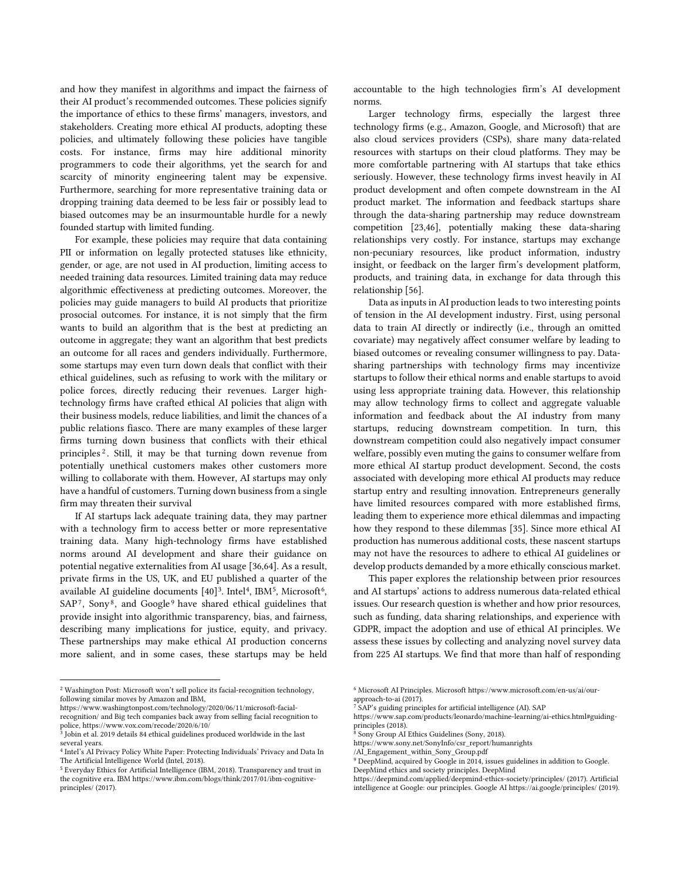and how they manifest in algorithms and impact the fairness of their AI product's recommended outcomes. These policies signify the importance of ethics to these firms' managers, investors, and stakeholders. Creating more ethical AI products, adopting these policies, and ultimately following these policies have tangible costs. For instance, firms may hire additional minority programmers to code their algorithms, yet the search for and scarcity of minority engineering talent may be expensive. Furthermore, searching for more representative training data or dropping training data deemed to be less fair or possibly lead to biased outcomes may be an insurmountable hurdle for a newly founded startup with limited funding.

For example, these policies may require that data containing PII or information on legally protected statuses like ethnicity, gender, or age, are not used in AI production, limiting access to needed training data resources. Limited training data may reduce algorithmic effectiveness at predicting outcomes. Moreover, the policies may guide managers to build AI products that prioritize prosocial outcomes. For instance, it is not simply that the firm wants to build an algorithm that is the best at predicting an outcome in aggregate; they want an algorithm that best predicts an outcome for all races and genders individually. Furthermore, some startups may even turn down deals that conflict with their ethical guidelines, such as refusing to work with the military or police forces, directly reducing their revenues. Larger high-technology firms have crafted ethical AI policies that align with their business models, reduce liabilities, and limit the chances of a public relations fiasco. There are many examples of these larger firms turning down business that conflicts with their ethical principles [2]. Still, it may be that turning down revenue from potentially unethical customers makes other customers more willing to collaborate with them. However, AI startups may only have a handful of customers. Turning down business from a single firm may threaten their survival

If AI startups lack adequate training data, they may partner with a technology firm to access better or more representative training data. Many high-technology firms have established norms around AI development and share their guidance on potential negative externalities from AI usage [36,64]. As a result, private firms in the US, UK, and EU published a quarter of the available AI guideline documents [40] [3]. Intel [4], IBM [5], Microsoft [6], SAP [7], Sony [8], and Google [9] have shared ethical guidelines that provide insight into algorithmic transparency, bias, and fairness, describing many implications for justice, equity, and privacy. These partnerships may make ethical AI production concerns more salient, and in some cases, these startups may be held accountable to the high technologies firm's AI development norms.

Larger technology firms, especially the largest three technology firms (e.g., Amazon, Google, and Microsoft) that are also cloud services providers (CSPs), share many data-related resources with startups on their cloud platforms. They may be more comfortable partnering with AI startups that take ethics seriously. However, these technology firms invest heavily in AI product development and often compete downstream in the AI product market. The information and feedback startups share through the data-sharing partnership may reduce downstream competition [23,46], potentially making these data-sharing relationships very costly. For instance, startups may exchange non-pecuniary resources, like product information, industry insight, or feedback on the larger firm's development platform, products, and training data, in exchange for data through this relationship [56].

Data as inputs in AI production leads to two interesting points of tension in the AI development industry. First, using personal data to train AI directly or indirectly (i.e., through an omitted covariate) may negatively affect consumer welfare by leading to biased outcomes or revealing consumer willingness to pay. Data-sharing partnerships with technology firms may incentivize startups to follow their ethical norms and enable startups to avoid using less appropriate training data. However, this relationship may allow technology firms to collect and aggregate valuable information and feedback about the AI industry from many startups, reducing downstream competition. In turn, this downstream competition could also negatively impact consumer welfare, possibly even muting the gains to consumer welfare from more ethical AI startup product development. Second, the costs associated with developing more ethical AI products may reduce startup entry and resulting innovation. Entrepreneurs generally have limited resources compared with more established firms, leading them to experience more ethical dilemmas and impacting how they respond to these dilemmas [35]. Since more ethical AI production has numerous additional costs, these nascent startups may not have the resources to adhere to ethical AI guidelines or develop products demanded by a more ethically conscious market.

This paper explores the relationship between prior resources and AI startups' actions to address numerous data-related ethical issues. Our research question is whether and how prior resources, such as funding, data sharing relationships, and experience with GDPR, impact the adoption and use of ethical AI principles. We assess these issues by collecting and analyzing novel survey data from 225 AI startups. We find that more than half of responding

[2] Washington Post: Microsoft won't sell police its facial-recognition technology, following similar moves by Amazon and IBM, https://www.washingtonpost.com/technology/2020/06/11/microsoft-facial-recognition/ and Big tech companies back away from selling facial recognition to police, https://www.vox.com/recode/2020/6/10/

[3] Jobin et al. 2019 details 84 ethical guidelines produced worldwide in the last several years.

[4] Intel's AI Privacy Policy White Paper: Protecting Individuals' Privacy and Data In The Artificial Intelligence World (Intel, 2018).

[5] Everyday Ethics for Artificial Intelligence (IBM, 2018). Transparency and trust in the cognitive era. IBM https://www.ibm.com/blogs/think/2017/01/ibm-cognitive-principles/ (2017).

[6] Microsoft AI Principles. Microsoft https://www.microsoft.com/en-us/ai/our-approach-to-ai (2017).

[7] SAP's guiding principles for artificial intelligence (AI). SAP https://www.sap.com/products/leonardo/machine-learning/ai-ethics.html#guiding-principles (2018).

[8] Sony Group AI Ethics Guidelines (Sony, 2018). https://www.sony.net/SonyInfo/csr_report/humanrights /AI_Engagement_within_Sony_Group.pdf

[9] DeepMind, acquired by Google in 2014, issues guidelines in addition to Google. DeepMind ethics and society principles. DeepMind https://deepmind.com/applied/deepmind-ethics-society/principles/ (2017). Artificial intelligence at Google: our principles. Google AI https://ai.google/principles/ (2019).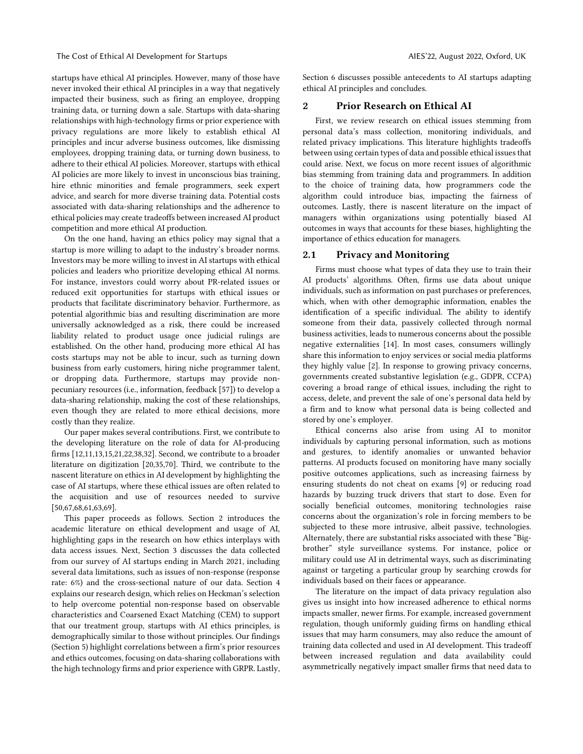startups have ethical AI principles. However, many of those have never invoked their ethical AI principles in a way that negatively impacted their business, such as firing an employee, dropping training data, or turning down a sale. Startups with data-sharing relationships with high-technology firms or prior experience with privacy regulations are more likely to establish ethical AI principles and incur adverse business outcomes, like dismissing employees, dropping training data, or turning down business, to adhere to their ethical AI policies. Moreover, startups with ethical AI policies are more likely to invest in unconscious bias training, hire ethnic minorities and female programmers, seek expert advice, and search for more diverse training data. Potential costs associated with data-sharing relationships and the adherence to ethical policies may create tradeoffs between increased AI product competition and more ethical AI production.

On the one hand, having an ethics policy may signal that a startup is more willing to adapt to the industry's broader norms. Investors may be more willing to invest in AI startups with ethical policies and leaders who prioritize developing ethical AI norms. For instance, investors could worry about PR-related issues or reduced exit opportunities for startups with ethical issues or products that facilitate discriminatory behavior. Furthermore, as potential algorithmic bias and resulting discrimination are more universally acknowledged as a risk, there could be increased liability related to product usage once judicial rulings are established. On the other hand, producing more ethical AI has costs startups may not be able to incur, such as turning down business from early customers, hiring niche programmer talent, or dropping data. Furthermore, startups may provide non-pecuniary resources (i.e., information, feedback [57]) to develop a data-sharing relationship, making the cost of these relationships, even though they are related to more ethical decisions, more costly than they realize.

Our paper makes several contributions. First, we contribute to the developing literature on the role of data for AI-producing firms [12,11,13,15,21,22,38,32]. Second, we contribute to a broader literature on digitization [20,35,70]. Third, we contribute to the nascent literature on ethics in AI development by highlighting the case of AI startups, where these ethical issues are often related to the acquisition and use of resources needed to survive [50,67,68,61,63,69].

This paper proceeds as follows. Section 2 introduces the academic literature on ethical development and usage of AI, highlighting gaps in the research on how ethics interplays with data access issues. Next, Section 3 discusses the data collected from our survey of AI startups ending in March 2021, including several data limitations, such as issues of non-response (response rate: 6%) and the cross-sectional nature of our data. Section 4 explains our research design, which relies on Heckman's selection to help overcome potential non-response based on observable characteristics and Coarsened Exact Matching (CEM) to support that our treatment group, startups with AI ethics principles, is demographically similar to those without principles. Our findings (Section 5) highlight correlations between a firm's prior resources and ethics outcomes, focusing on data-sharing collaborations with the high technology firms and prior experience with GRPR. Lastly, Section 6 discusses possible antecedents to AI startups adapting ethical AI principles and concludes.

## 2 Prior Research on Ethical AI

First, we review research on ethical issues stemming from personal data's mass collection, monitoring individuals, and related privacy implications. This literature highlights tradeoffs between using certain types of data and possible ethical issues that could arise. Next, we focus on more recent issues of algorithmic bias stemming from training data and programmers. In addition to the choice of training data, how programmers code the algorithm could introduce bias, impacting the fairness of outcomes. Lastly, there is nascent literature on the impact of managers within organizations using potentially biased AI outcomes in ways that accounts for these biases, highlighting the importance of ethics education for managers.

### 2.1 Privacy and Monitoring

Firms must choose what types of data they use to train their AI products' algorithms. Often, firms use data about unique individuals, such as information on past purchases or preferences, which, when with other demographic information, enables the identification of a specific individual. The ability to identify someone from their data, passively collected through normal business activities, leads to numerous concerns about the possible negative externalities [14]. In most cases, consumers willingly share this information to enjoy services or social media platforms they highly value [2]. In response to growing privacy concerns, governments created substantive legislation (e.g., GDPR, CCPA) covering a broad range of ethical issues, including the right to access, delete, and prevent the sale of one's personal data held by a firm and to know what personal data is being collected and stored by one's employer.

Ethical concerns also arise from using AI to monitor individuals by capturing personal information, such as motions and gestures, to identify anomalies or unwanted behavior patterns. AI products focused on monitoring have many socially positive outcomes applications, such as increasing fairness by ensuring students do not cheat on exams [9] or reducing road hazards by buzzing truck drivers that start to dose. Even for socially beneficial outcomes, monitoring technologies raise concerns about the organization's role in forcing members to be subjected to these more intrusive, albeit passive, technologies. Alternately, there are substantial risks associated with these "Big-brother" style surveillance systems. For instance, police or military could use AI in detrimental ways, such as discriminating against or targeting a particular group by searching crowds for individuals based on their faces or appearance.

The literature on the impact of data privacy regulation also gives us insight into how increased adherence to ethical norms impacts smaller, newer firms. For example, increased government regulation, though uniformly guiding firms on handling ethical issues that may harm consumers, may also reduce the amount of training data collected and used in AI development. This tradeoff between increased regulation and data availability could asymmetrically negatively impact smaller firms that need data to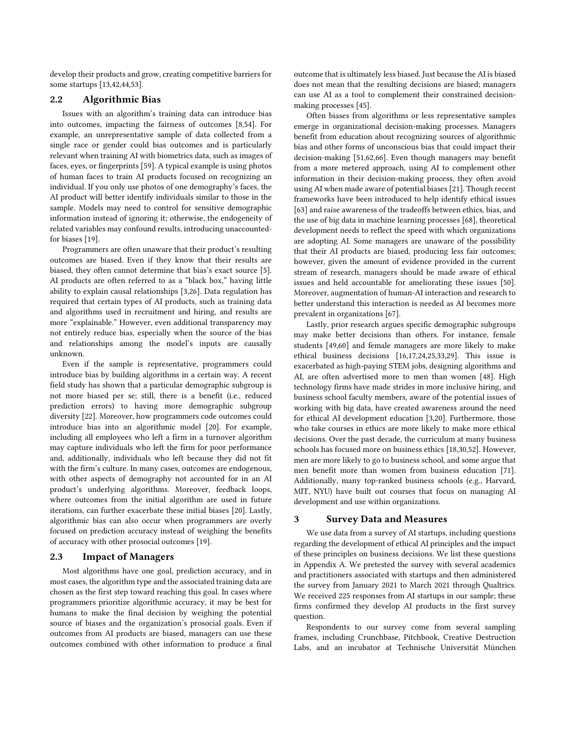develop their products and grow, creating competitive barriers for some startups [13,42,44,53].

## 2.2 Algorithmic Bias

Issues with an algorithm's training data can introduce bias into outcomes, impacting the fairness of outcomes [8,54]. For example, an unrepresentative sample of data collected from a single race or gender could bias outcomes and is particularly relevant when training AI with biometrics data, such as images of faces, eyes, or fingerprints [59]. A typical example is using photos of human faces to train AI products focused on recognizing an individual. If you only use photos of one demography's faces, the AI product will better identify individuals similar to those in the sample. Models may need to control for sensitive demographic information instead of ignoring it; otherwise, the endogeneity of related variables may confound results, introducing unaccounted-for biases [19].

Programmers are often unaware that their product's resulting outcomes are biased. Even if they know that their results are biased, they often cannot determine that bias's exact source [5]. AI products are often referred to as a "black box," having little ability to explain causal relationships [3,26]. Data regulation has required that certain types of AI products, such as training data and algorithms used in recruitment and hiring, and results are more "explainable." However, even additional transparency may not entirely reduce bias, especially when the source of the bias and relationships among the model's inputs are causally unknown.

Even if the sample is representative, programmers could introduce bias by building algorithms in a certain way. A recent field study has shown that a particular demographic subgroup is not more biased per se; still, there is a benefit (i.e., reduced prediction errors) to having more demographic subgroup diversity [22]. Moreover, how programmers code outcomes could introduce bias into an algorithmic model [20]. For example, including all employees who left a firm in a turnover algorithm may capture individuals who left the firm for poor performance and, additionally, individuals who left because they did not fit with the firm's culture. In many cases, outcomes are endogenous, with other aspects of demography not accounted for in an AI product's underlying algorithms. Moreover, feedback loops, where outcomes from the initial algorithm are used in future iterations, can further exacerbate these initial biases [20]. Lastly, algorithmic bias can also occur when programmers are overly focused on prediction accuracy instead of weighing the benefits of accuracy with other prosocial outcomes [19].

## 2.3 Impact of Managers

Most algorithms have one goal, prediction accuracy, and in most cases, the algorithm type and the associated training data are chosen as the first step toward reaching this goal. In cases where programmers prioritize algorithmic accuracy, it may be best for humans to make the final decision by weighing the potential source of biases and the organization's prosocial goals. Even if outcomes from AI products are biased, managers can use these outcomes combined with other information to produce a final outcome that is ultimately less biased. Just because the AI is biased does not mean that the resulting decisions are biased; managers can use AI as a tool to complement their constrained decision-making processes [45].

Often biases from algorithms or less representative samples emerge in organizational decision-making processes. Managers benefit from education about recognizing sources of algorithmic bias and other forms of unconscious bias that could impact their decision-making [51,62,66]. Even though managers may benefit from a more metered approach, using AI to complement other information in their decision-making process, they often avoid using AI when made aware of potential biases [21]. Though recent frameworks have been introduced to help identify ethical issues [63] and raise awareness of the tradeoffs between ethics, bias, and the use of big data in machine learning processes [68], theoretical development needs to reflect the speed with which organizations are adopting AI. Some managers are unaware of the possibility that their AI products are biased, producing less fair outcomes; however, given the amount of evidence provided in the current stream of research, managers should be made aware of ethical issues and held accountable for ameliorating these issues [50]. Moreover, augmentation of human-AI interaction and research to better understand this interaction is needed as AI becomes more prevalent in organizations [67].

Lastly, prior research argues specific demographic subgroups may make better decisions than others. For instance, female students [49,60] and female managers are more likely to make ethical business decisions [16,17,24,25,33,29]. This issue is exacerbated as high-paying STEM jobs, designing algorithms and AI, are often advertised more to men than women [48]. High technology firms have made strides in more inclusive hiring, and business school faculty members, aware of the potential issues of working with big data, have created awareness around the need for ethical AI development education [3,20]. Furthermore, those who take courses in ethics are more likely to make more ethical decisions. Over the past decade, the curriculum at many business schools has focused more on business ethics [18,30,52]. However, men are more likely to go to business school, and some argue that men benefit more than women from business education [71]. Additionally, many top-ranked business schools (e.g., Harvard, MIT, NYU) have built out courses that focus on managing AI development and use within organizations.

# 3 Survey Data and Measures

We use data from a survey of AI startups, including questions regarding the development of ethical AI principles and the impact of these principles on business decisions. We list these questions in Appendix A. We pretested the survey with several academics and practitioners associated with startups and then administered the survey from January 2021 to March 2021 through Qualtrics. We received 225 responses from AI startups in our sample; these firms confirmed they develop AI products in the first survey question.

Respondents to our survey come from several sampling frames, including Crunchbase, Pitchbook, Creative Destruction Labs, and an incubator at Technische Universität München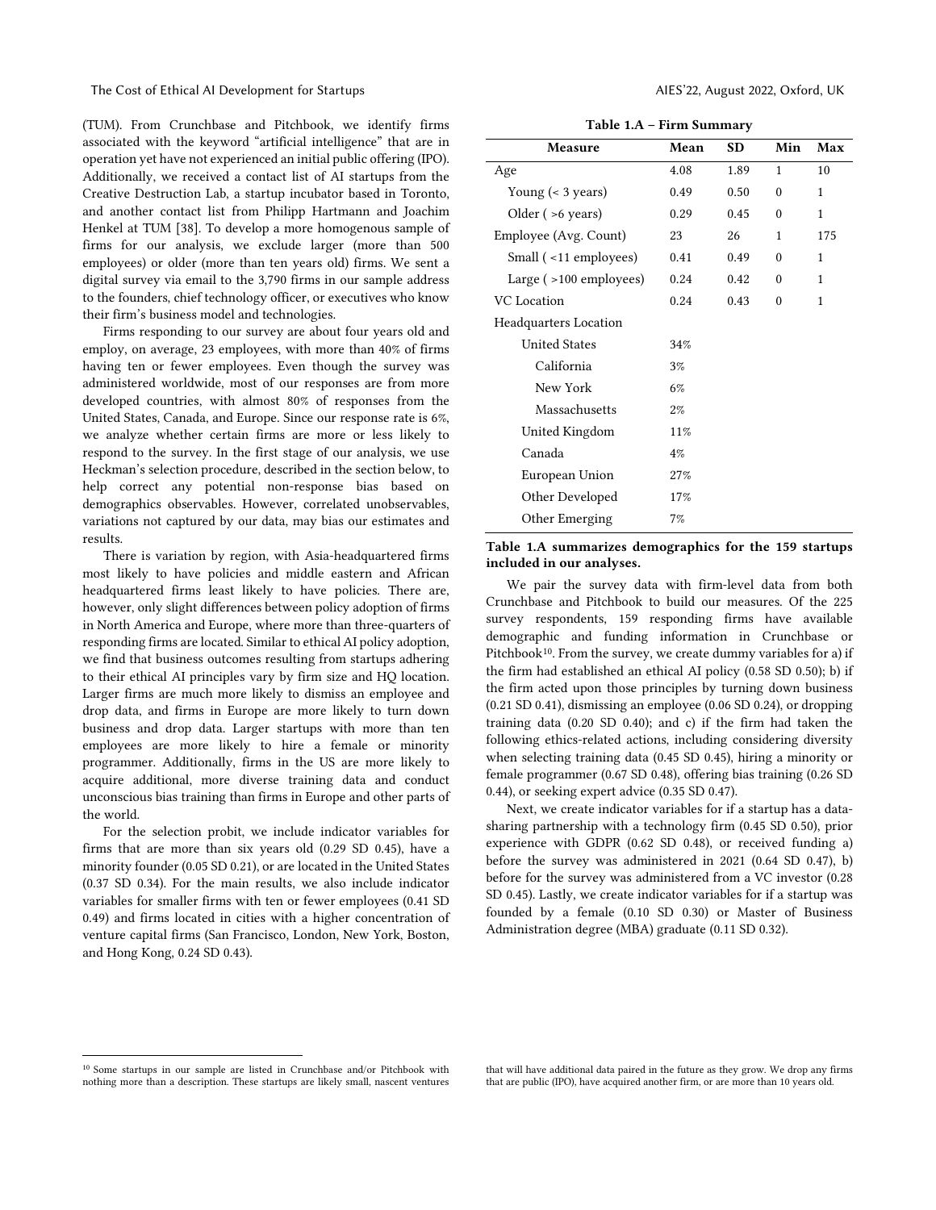(TUM). From Crunchbase and Pitchbook, we identify firms associated with the keyword "artificial intelligence" that are in operation yet have not experienced an initial public offering (IPO). Additionally, we received a contact list of AI startups from the Creative Destruction Lab, a startup incubator based in Toronto, and another contact list from Philipp Hartmann and Joachim Henkel at TUM [38]. To develop a more homogenous sample of firms for our analysis, we exclude larger (more than 500 employees) or older (more than ten years old) firms. We sent a digital survey via email to the 3,790 firms in our sample address to the founders, chief technology officer, or executives who know their firm's business model and technologies.

Firms responding to our survey are about four years old and employ, on average, 23 employees, with more than 40% of firms having ten or fewer employees. Even though the survey was administered worldwide, most of our responses are from more developed countries, with almost 80% of responses from the United States, Canada, and Europe. Since our response rate is 6%, we analyze whether certain firms are more or less likely to respond to the survey. In the first stage of our analysis, we use Heckman's selection procedure, described in the section below, to help correct any potential non-response bias based on demographics observables. However, correlated unobservables, variations not captured by our data, may bias our estimates and results.

There is variation by region, with Asia-headquartered firms most likely to have policies and middle eastern and African headquartered firms least likely to have policies. There are, however, only slight differences between policy adoption of firms in North America and Europe, where more than three-quarters of responding firms are located. Similar to ethical AI policy adoption, we find that business outcomes resulting from startups adhering to their ethical AI principles vary by firm size and HQ location. Larger firms are much more likely to dismiss an employee and drop data, and firms in Europe are more likely to turn down business and drop data. Larger startups with more than ten employees are more likely to hire a female or minority programmer. Additionally, firms in the US are more likely to acquire additional, more diverse training data and conduct unconscious bias training than firms in Europe and other parts of the world.

For the selection probit, we include indicator variables for firms that are more than six years old (0.29 SD 0.45), have a minority founder (0.05 SD 0.21), or are located in the United States (0.37 SD 0.34). For the main results, we also include indicator variables for smaller firms with ten or fewer employees (0.41 SD 0.49) and firms located in cities with a higher concentration of venture capital firms (San Francisco, London, New York, Boston, and Hong Kong, 0.24 SD 0.43).

**Table 1.A – Firm Summary**

| Measure | Mean | SD | Min | Max |
|---|---|---|---|---|
| Age | 4.08 | 1.89 | 1 | 10 |
| Young (< 3 years) | 0.49 | 0.50 | 0 | 1 |
| Older ( >6 years) | 0.29 | 0.45 | 0 | 1 |
| Employee (Avg. Count) | 23 | 26 | 1 | 175 |
| Small ( <11 employees) | 0.41 | 0.49 | 0 | 1 |
| Large ( >100 employees) | 0.24 | 0.42 | 0 | 1 |
| VC Location | 0.24 | 0.43 | 0 | 1 |
| Headquarters Location | | | | |
| United States | 34% | | | |
| California | 3% | | | |
| New York | 6% | | | |
| Massachusetts | 2% | | | |
| United Kingdom | 11% | | | |
| Canada | 4% | | | |
| European Union | 27% | | | |
| Other Developed | 17% | | | |
| Other Emerging | 7% | | | |

**Table 1.A summarizes demographics for the 159 startups included in our analyses.**

We pair the survey data with firm-level data from both Crunchbase and Pitchbook to build our measures. Of the 225 survey respondents, 159 responding firms have available demographic and funding information in Crunchbase or Pitchbook[10]. From the survey, we create dummy variables for a) if the firm had established an ethical AI policy (0.58 SD 0.50); b) if the firm acted upon those principles by turning down business (0.21 SD 0.41), dismissing an employee (0.06 SD 0.24), or dropping training data (0.20 SD 0.40); and c) if the firm had taken the following ethics-related actions, including considering diversity when selecting training data (0.45 SD 0.45), hiring a minority or female programmer (0.67 SD 0.48), offering bias training (0.26 SD 0.44), or seeking expert advice (0.35 SD 0.47).

Next, we create indicator variables for if a startup has a data-sharing partnership with a technology firm (0.45 SD 0.50), prior experience with GDPR (0.62 SD 0.48), or received funding a) before the survey was administered in 2021 (0.64 SD 0.47), b) before for the survey was administered from a VC investor (0.28 SD 0.45). Lastly, we create indicator variables for if a startup was founded by a female (0.10 SD 0.30) or Master of Business Administration degree (MBA) graduate (0.11 SD 0.32).

[10] Some startups in our sample are listed in Crunchbase and/or Pitchbook with nothing more than a description. These startups are likely small, nascent ventures that will have additional data paired in the future as they grow. We drop any firms that are public (IPO), have acquired another firm, or are more than 10 years old.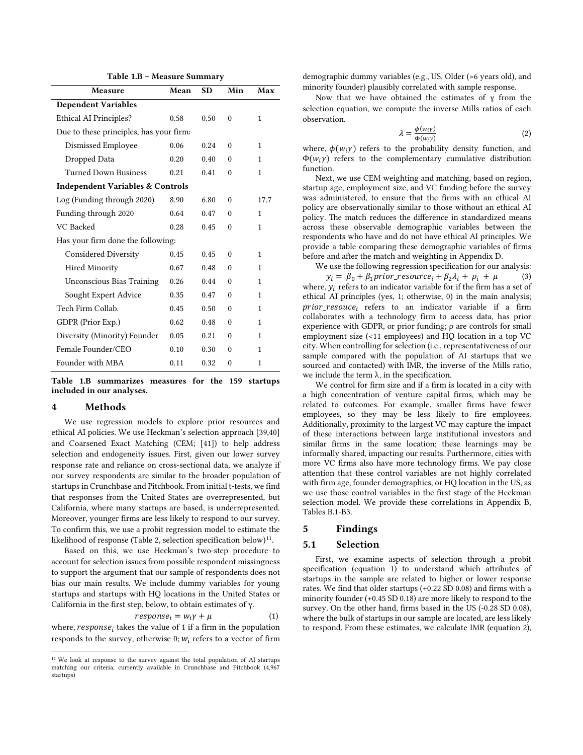**Table 1.B – Measure Summary**

| Measure | Mean | SD | Min | Max |
|---|---|---|---|---|
| **Dependent Variables** | | | | |
| Ethical AI Principles? | 0.58 | 0.50 | 0 | 1 |
| Due to these principles, has your firm: | | | | |
| Dismissed Employee | 0.06 | 0.24 | 0 | 1 |
| Dropped Data | 0.20 | 0.40 | 0 | 1 |
| Turned Down Business | 0.21 | 0.41 | 0 | 1 |
| **Independent Variables & Controls** | | | | |
| Log (Funding through 2020) | 8.90 | 6.80 | 0 | 17.7 |
| Funding through 2020 | 0.64 | 0.47 | 0 | 1 |
| VC Backed | 0.28 | 0.45 | 0 | 1 |
| Has your firm done the following: | | | | |
| Considered Diversity | 0.45 | 0.45 | 0 | 1 |
| Hired Minority | 0.67 | 0.48 | 0 | 1 |
| Unconscious Bias Training | 0.26 | 0.44 | 0 | 1 |
| Sought Expert Advice | 0.35 | 0.47 | 0 | 1 |
| Tech Firm Collab. | 0.45 | 0.50 | 0 | 1 |
| GDPR (Prior Exp.) | 0.62 | 0.48 | 0 | 1 |
| Diversity (Minority) Founder | 0.05 | 0.21 | 0 | 1 |
| Female Founder/CEO | 0.10 | 0.30 | 0 | 1 |
| Founder with MBA | 0.11 | 0.32 | 0 | 1 |

**Table 1.B summarizes measures for the 159 startups included in our analyses.**

## 4 Methods

We use regression models to explore prior resources and ethical AI policies. We use Heckman's selection approach [39,40] and Coarsened Exact Matching (CEM; [41]) to help address selection and endogeneity issues. First, given our lower survey response rate and reliance on cross-sectional data, we analyze if our survey respondents are similar to the broader population of startups in Crunchbase and Pitchbook. From initial t-tests, we find that responses from the United States are overrepresented, but California, where many startups are based, is underrepresented. Moreover, younger firms are less likely to respond to our survey. To confirm this, we use a probit regression model to estimate the likelihood of response (Table 2, selection specification below)[11].

Based on this, we use Heckman's two-step procedure to account for selection issues from possible respondent missingness to support the argument that our sample of respondents does not bias our main results. We include dummy variables for young startups and startups with HQ locations in the United States or California in the first step, below, to obtain estimates of γ.

$$response_i = w_i\gamma + \mu \tag{1}$$

where, $response_i$ takes the value of 1 if a firm in the population responds to the survey, otherwise 0; $w_i$ refers to a vector of firm demographic dummy variables (e.g., US, Older (>6 years old), and minority founder) plausibly correlated with sample response.

Now that we have obtained the estimates of γ from the selection equation, we compute the inverse Mills ratios of each observation.

$$\lambda = \frac{\phi(w_i\gamma)}{\Phi(w_i\gamma)} \tag{2}$$

where, $\phi(w_i\gamma)$ refers to the probability density function, and $\Phi(w_i\gamma)$ refers to the complementary cumulative distribution function.

Next, we use CEM weighting and matching, based on region, startup age, employment size, and VC funding before the survey was administered, to ensure that the firms with an ethical AI policy are observationally similar to those without an ethical AI policy. The match reduces the difference in standardized means across these observable demographic variables between the respondents who have and do not have ethical AI principles. We provide a table comparing these demographic variables of firms before and after the match and weighting in Appendix D.

We use the following regression specification for our analysis:

$$y_i = \beta_0 + \beta_1 prior\_resource_i + \beta_2\lambda_i + \rho_i + \mu \tag{3}$$

where, $y_i$ refers to an indicator variable for if the firm has a set of ethical AI principles (yes, 1; otherwise, 0) in the main analysis; $prior\_resouce_i$ refers to an indicator variable if a firm collaborates with a technology firm to access data, has prior experience with GDPR, or prior funding; ρ are controls for small employment size (<11 employees) and HQ location in a top VC city. When controlling for selection (i.e., representativeness of our sample compared with the population of AI startups that we sourced and contacted) with IMR, the inverse of the Mills ratio, we include the term λ, in the specification.

We control for firm size and if a firm is located in a city with a high concentration of venture capital firms, which may be related to outcomes. For example, smaller firms have fewer employees, so they may be less likely to fire employees. Additionally, proximity to the largest VC may capture the impact of these interactions between large institutional investors and similar firms in the same location; these learnings may be informally shared, impacting our results. Furthermore, cities with more VC firms also have more technology firms. We pay close attention that these control variables are not highly correlated with firm age, founder demographics, or HQ location in the US, as we use those control variables in the first stage of the Heckman selection model. We provide these correlations in Appendix B, Tables B.1-B3.

## 5 Findings

### 5.1 Selection

First, we examine aspects of selection through a probit specification (equation 1) to understand which attributes of startups in the sample are related to higher or lower response rates. We find that older startups (+0.22 SD 0.08) and firms with a minority founder (+0.45 SD 0.18) are more likely to respond to the survey. On the other hand, firms based in the US (-0.28 SD 0.08), where the bulk of startups in our sample are located, are less likely to respond. From these estimates, we calculate IMR (equation 2),

[11] We look at response to the survey against the total population of AI startups matching our criteria, currently available in Crunchbase and Pitchbook (4,967 startups)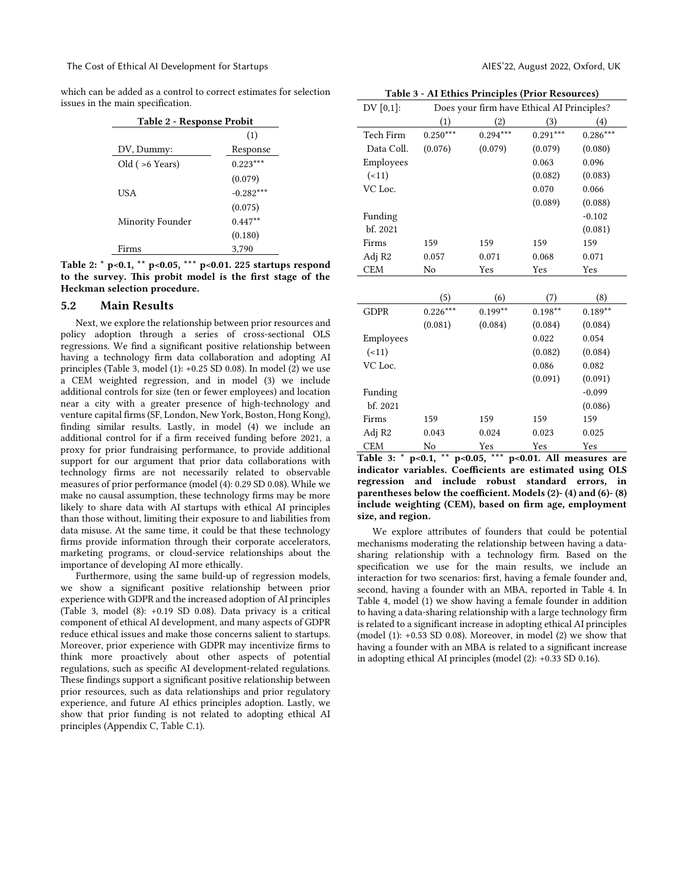which can be added as a control to correct estimates for selection issues in the main specification.

**Table 2 - Response Probit**

| | (1) |
|---|---|
| DV, Dummy: | Response |
| Old ( >6 Years) | $0.223^{***}$ |
| | (0.079) |
| USA | $-0.282^{***}$ |
| | (0.075) |
| Minority Founder | $0.447^{**}$ |
| | (0.180) |
| Firms | 3,790 |

**Table 2: $^{*}$ p<0.1, $^{**}$ p<0.05, $^{***}$ p<0.01. 225 startups respond to the survey. This probit model is the first stage of the Heckman selection procedure.**

## 5.2 Main Results

Next, we explore the relationship between prior resources and policy adoption through a series of cross-sectional OLS regressions. We find a significant positive relationship between having a technology firm data collaboration and adopting AI principles (Table 3, model (1): +0.25 SD 0.08). In model (2) we use a CEM weighted regression, and in model (3) we include additional controls for size (ten or fewer employees) and location near a city with a greater presence of high-technology and venture capital firms (SF, London, New York, Boston, Hong Kong), finding similar results. Lastly, in model (4) we include an additional control for if a firm received funding before 2021, a proxy for prior fundraising performance, to provide additional support for our argument that prior data collaborations with technology firms are not necessarily related to observable measures of prior performance (model (4): 0.29 SD 0.08). While we make no causal assumption, these technology firms may be more likely to share data with AI startups with ethical AI principles than those without, limiting their exposure to and liabilities from data misuse. At the same time, it could be that these technology firms provide information through their corporate accelerators, marketing programs, or cloud-service relationships about the importance of developing AI more ethically.

Furthermore, using the same build-up of regression models, we show a significant positive relationship between prior experience with GDPR and the increased adoption of AI principles (Table 3, model (8): +0.19 SD 0.08). Data privacy is a critical component of ethical AI development, and many aspects of GDPR reduce ethical issues and make those concerns salient to startups. Moreover, prior experience with GDPR may incentivize firms to think more proactively about other aspects of potential regulations, such as specific AI development-related regulations. These findings support a significant positive relationship between prior resources, such as data relationships and prior regulatory experience, and future AI ethics principles adoption. Lastly, we show that prior funding is not related to adopting ethical AI principles (Appendix C, Table C.1).

**Table 3 - AI Ethics Principles (Prior Resources)**

| DV [0,1]: | Does your firm have Ethical AI Principles? | | | |
|---|---|---|---|---|
| | (1) | (2) | (3) | (4) |
| Tech Firm | $0.250^{***}$ | $0.294^{***}$ | $0.291^{***}$ | $0.286^{***}$ |
| Data Coll. | (0.076) | (0.079) | (0.079) | (0.080) |
| Employees | | | 0.063 | 0.096 |
| (<11) | | | (0.082) | (0.083) |
| VC Loc. | | | 0.070 | 0.066 |
| | | | (0.089) | (0.088) |
| Funding | | | | -0.102 |
| bf. 2021 | | | | (0.081) |
| Firms | 159 | 159 | 159 | 159 |
| Adj R2 | 0.057 | 0.071 | 0.068 | 0.071 |
| CEM | No | Yes | Yes | Yes |
| | (5) | (6) | (7) | (8) |
| GDPR | $0.226^{***}$ | $0.199^{**}$ | $0.198^{**}$ | $0.189^{**}$ |
| | (0.081) | (0.084) | (0.084) | (0.084) |
| Employees | | | 0.022 | 0.054 |
| (<11) | | | (0.082) | (0.084) |
| VC Loc. | | | 0.086 | 0.082 |
| | | | (0.091) | (0.091) |
| Funding | | | | -0.099 |
| bf. 2021 | | | | (0.086) |
| Firms | 159 | 159 | 159 | 159 |
| Adj R2 | 0.043 | 0.024 | 0.023 | 0.025 |
| CEM | No | Yes | Yes | Yes |

**Table 3: $^{*}$ p<0.1, $^{**}$ p<0.05, $^{***}$ p<0.01. All measures are indicator variables. Coefficients are estimated using OLS regression and include robust standard errors, in parentheses below the coefficient. Models (2)- (4) and (6)- (8) include weighting (CEM), based on firm age, employment size, and region.**

We explore attributes of founders that could be potential mechanisms moderating the relationship between having a data-sharing relationship with a technology firm. Based on the specification we use for the main results, we include an interaction for two scenarios: first, having a female founder and, second, having a founder with an MBA, reported in Table 4. In Table 4, model (1) we show having a female founder in addition to having a data-sharing relationship with a large technology firm is related to a significant increase in adopting ethical AI principles (model (1): +0.53 SD 0.08). Moreover, in model (2) we show that having a founder with an MBA is related to a significant increase in adopting ethical AI principles (model (2): +0.33 SD 0.16).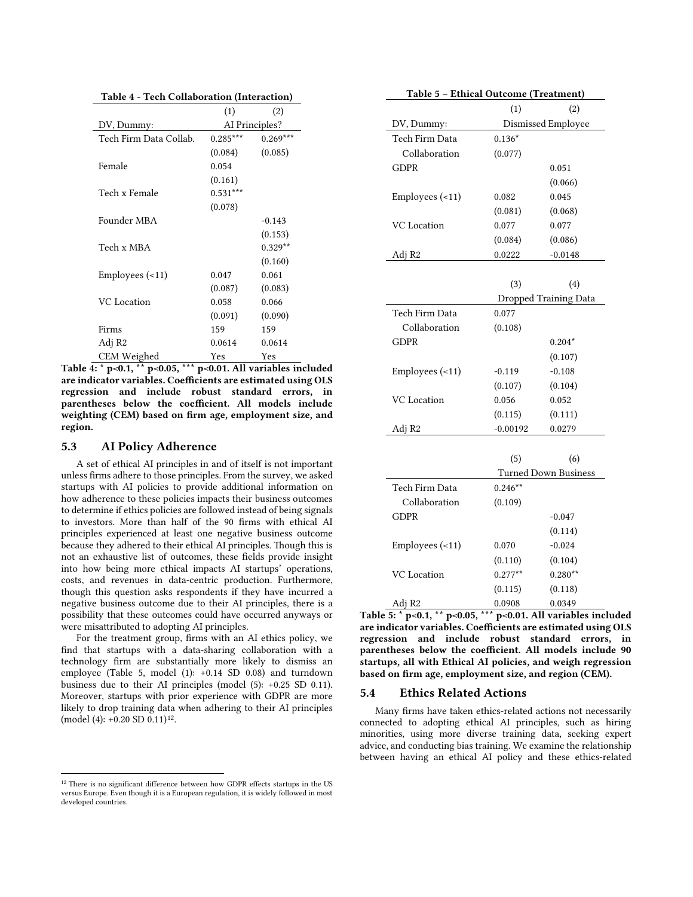**Table 4 - Tech Collaboration (Interaction)**

| | (1) | (2) |
|---|---|---|
| DV, Dummy: | AI Principles? | |
| Tech Firm Data Collab. | 0.285*** | 0.269*** |
| | (0.084) | (0.085) |
| Female | 0.054 | |
| | (0.161) | |
| Tech x Female | 0.531*** | |
| | (0.078) | |
| Founder MBA | | -0.143 |
| | | (0.153) |
| Tech x MBA | | 0.329** |
| | | (0.160) |
| Employees (<11) | 0.047 | 0.061 |
| | (0.087) | (0.083) |
| VC Location | 0.058 | 0.066 |
| | (0.091) | (0.090) |
| Firms | 159 | 159 |
| Adj R2 | 0.0614 | 0.0614 |
| CEM Weighed | Yes | Yes |

**Table 4: * p<0.1, ** p<0.05, *** p<0.01. All variables included are indicator variables. Coefficients are estimated using OLS regression and include robust standard errors, in parentheses below the coefficient. All models include weighting (CEM) based on firm age, employment size, and region.**

## 5.3 AI Policy Adherence

A set of ethical AI principles in and of itself is not important unless firms adhere to those principles. From the survey, we asked startups with AI policies to provide additional information on how adherence to these policies impacts their business outcomes to determine if ethics policies are followed instead of being signals to investors. More than half of the 90 firms with ethical AI principles experienced at least one negative business outcome because they adhered to their ethical AI principles. Though this is not an exhaustive list of outcomes, these fields provide insight into how being more ethical impacts AI startups' operations, costs, and revenues in data-centric production. Furthermore, though this question asks respondents if they have incurred a negative business outcome due to their AI principles, there is a possibility that these outcomes could have occurred anyways or were misattributed to adopting AI principles.

For the treatment group, firms with an AI ethics policy, we find that startups with a data-sharing collaboration with a technology firm are substantially more likely to dismiss an employee (Table 5, model (1): +0.14 SD 0.08) and turndown business due to their AI principles (model (5): +0.25 SD 0.11). Moreover, startups with prior experience with GDPR are more likely to drop training data when adhering to their AI principles (model (4): +0.20 SD 0.11)[12].

[12] There is no significant difference between how GDPR effects startups in the US versus Europe. Even though it is a European regulation, it is widely followed in most developed countries.

**Table 5 – Ethical Outcome (Treatment)**

| | (1) | (2) |
|---|---|---|
| DV, Dummy: | Dismissed Employee | |
| Tech Firm Data Collaboration | 0.136* | |
| | (0.077) | |
| GDPR | | 0.051 |
| | | (0.066) |
| Employees (<11) | 0.082 | 0.045 |
| | (0.081) | (0.068) |
| VC Location | 0.077 | 0.077 |
| | (0.084) | (0.086) |
| Adj R2 | 0.0222 | -0.0148 |
| | **(3)** | **(4)** |
| | Dropped Training Data | |
| Tech Firm Data Collaboration | 0.077 | |
| | (0.108) | |
| GDPR | | 0.204* |
| | | (0.107) |
| Employees (<11) | -0.119 | -0.108 |
| | (0.107) | (0.104) |
| VC Location | 0.056 | 0.052 |
| | (0.115) | (0.111) |
| Adj R2 | -0.00192 | 0.0279 |
| | **(5)** | **(6)** |
| | Turned Down Business | |
| Tech Firm Data Collaboration | 0.246** | |
| | (0.109) | |
| GDPR | | -0.047 |
| | | (0.114) |
| Employees (<11) | 0.070 | -0.024 |
| | (0.110) | (0.104) |
| VC Location | 0.277** | 0.280** |
| | (0.115) | (0.118) |
| Adj R2 | 0.0908 | 0.0349 |

**Table 5: * p<0.1, ** p<0.05, *** p<0.01. All variables included are indicator variables. Coefficients are estimated using OLS regression and include robust standard errors, in parentheses below the coefficient. All models include 90 startups, all with Ethical AI policies, and weigh regression based on firm age, employment size, and region (CEM).**

## 5.4 Ethics Related Actions

Many firms have taken ethics-related actions not necessarily connected to adopting ethical AI principles, such as hiring minorities, using more diverse training data, seeking expert advice, and conducting bias training. We examine the relationship between having an ethical AI policy and these ethics-related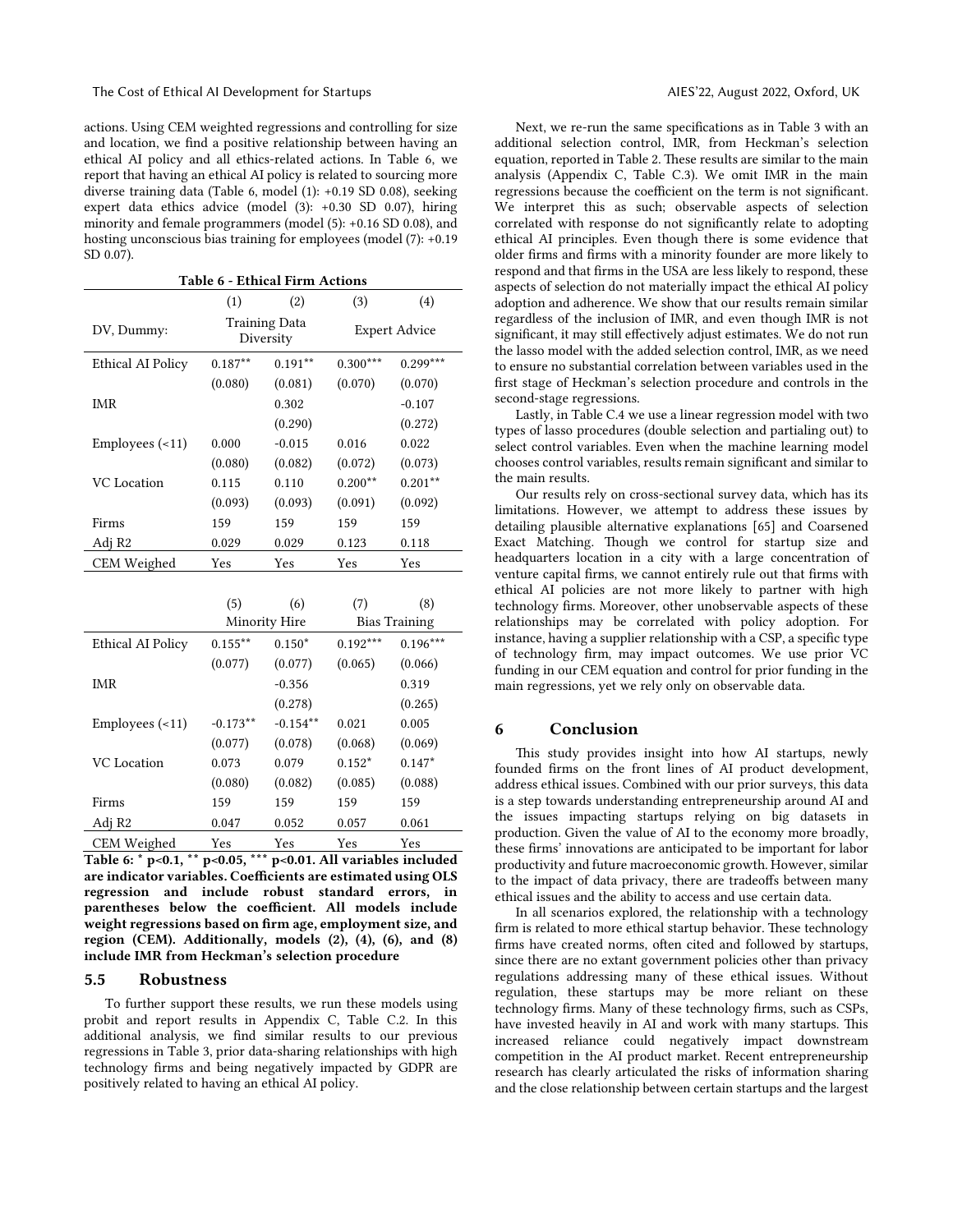actions. Using CEM weighted regressions and controlling for size and location, we find a positive relationship between having an ethical AI policy and all ethics-related actions. In Table 6, we report that having an ethical AI policy is related to sourcing more diverse training data (Table 6, model (1): +0.19 SD 0.08), seeking expert data ethics advice (model (3): +0.30 SD 0.07), hiring minority and female programmers (model (5): +0.16 SD 0.08), and hosting unconscious bias training for employees (model (7): +0.19 SD 0.07).

**Table 6 - Ethical Firm Actions**

| | (1) | (2) | (3) | (4) |
|---|---|---|---|---|
| DV, Dummy: | Training Data Diversity | | Expert Advice | |
| Ethical AI Policy | 0.187** | 0.191** | 0.300*** | 0.299*** |
| | (0.080) | (0.081) | (0.070) | (0.070) |
| IMR | | 0.302 | | -0.107 |
| | | (0.290) | | (0.272) |
| Employees (<11) | 0.000 | -0.015 | 0.016 | 0.022 |
| | (0.080) | (0.082) | (0.072) | (0.073) |
| VC Location | 0.115 | 0.110 | 0.200** | 0.201** |
| | (0.093) | (0.093) | (0.091) | (0.092) |
| Firms | 159 | 159 | 159 | 159 |
| Adj R2 | 0.029 | 0.029 | 0.123 | 0.118 |
| CEM Weighed | Yes | Yes | Yes | Yes |

| | (5) | (6) | (7) | (8) |
|---|---|---|---|---|
| | Minority Hire | | Bias Training | |
| Ethical AI Policy | 0.155** | 0.150* | 0.192*** | 0.196*** |
| | (0.077) | (0.077) | (0.065) | (0.066) |
| IMR | | -0.356 | | 0.319 |
| | | (0.278) | | (0.265) |
| Employees (<11) | -0.173** | -0.154** | 0.021 | 0.005 |
| | (0.077) | (0.078) | (0.068) | (0.069) |
| VC Location | 0.073 | 0.079 | 0.152* | 0.147* |
| | (0.080) | (0.082) | (0.085) | (0.088) |
| Firms | 159 | 159 | 159 | 159 |
| Adj R2 | 0.047 | 0.052 | 0.057 | 0.061 |
| CEM Weighed | Yes | Yes | Yes | Yes |

**Table 6: * p<0.1, ** p<0.05, *** p<0.01. All variables included are indicator variables. Coefficients are estimated using OLS regression and include robust standard errors, in parentheses below the coefficient. All models include weight regressions based on firm age, employment size, and region (CEM). Additionally, models (2), (4), (6), and (8) include IMR from Heckman's selection procedure**

## 5.5 Robustness

To further support these results, we run these models using probit and report results in Appendix C, Table C.2. In this additional analysis, we find similar results to our previous regressions in Table 3, prior data-sharing relationships with high technology firms and being negatively impacted by GDPR are positively related to having an ethical AI policy.

Next, we re-run the same specifications as in Table 3 with an additional selection control, IMR, from Heckman's selection equation, reported in Table 2. These results are similar to the main analysis (Appendix C, Table C.3). We omit IMR in the main regressions because the coefficient on the term is not significant. We interpret this as such; observable aspects of selection correlated with response do not significantly relate to adopting ethical AI principles. Even though there is some evidence that older firms and firms with a minority founder are more likely to respond and that firms in the USA are less likely to respond, these aspects of selection do not materially impact the ethical AI policy adoption and adherence. We show that our results remain similar regardless of the inclusion of IMR, and even though IMR is not significant, it may still effectively adjust estimates. We do not run the lasso model with the added selection control, IMR, as we need to ensure no substantial correlation between variables used in the first stage of Heckman's selection procedure and controls in the second-stage regressions.

Lastly, in Table C.4 we use a linear regression model with two types of lasso procedures (double selection and partialing out) to select control variables. Even when the machine learning model chooses control variables, results remain significant and similar to the main results.

Our results rely on cross-sectional survey data, which has its limitations. However, we attempt to address these issues by detailing plausible alternative explanations [65] and Coarsened Exact Matching. Though we control for startup size and headquarters location in a city with a large concentration of venture capital firms, we cannot entirely rule out that firms with ethical AI policies are not more likely to partner with high technology firms. Moreover, other unobservable aspects of these relationships may be correlated with policy adoption. For instance, having a supplier relationship with a CSP, a specific type of technology firm, may impact outcomes. We use prior VC funding in our CEM equation and control for prior funding in the main regressions, yet we rely only on observable data.

# 6 Conclusion

This study provides insight into how AI startups, newly founded firms on the front lines of AI product development, address ethical issues. Combined with our prior surveys, this data is a step towards understanding entrepreneurship around AI and the issues impacting startups relying on big datasets in production. Given the value of AI to the economy more broadly, these firms' innovations are anticipated to be important for labor productivity and future macroeconomic growth. However, similar to the impact of data privacy, there are tradeoffs between many ethical issues and the ability to access and use certain data.

In all scenarios explored, the relationship with a technology firm is related to more ethical startup behavior. These technology firms have created norms, often cited and followed by startups, since there are no extant government policies other than privacy regulations addressing many of these ethical issues. Without regulation, these startups may be more reliant on these technology firms. Many of these technology firms, such as CSPs, have invested heavily in AI and work with many startups. This increased reliance could negatively impact downstream competition in the AI product market. Recent entrepreneurship research has clearly articulated the risks of information sharing and the close relationship between certain startups and the largest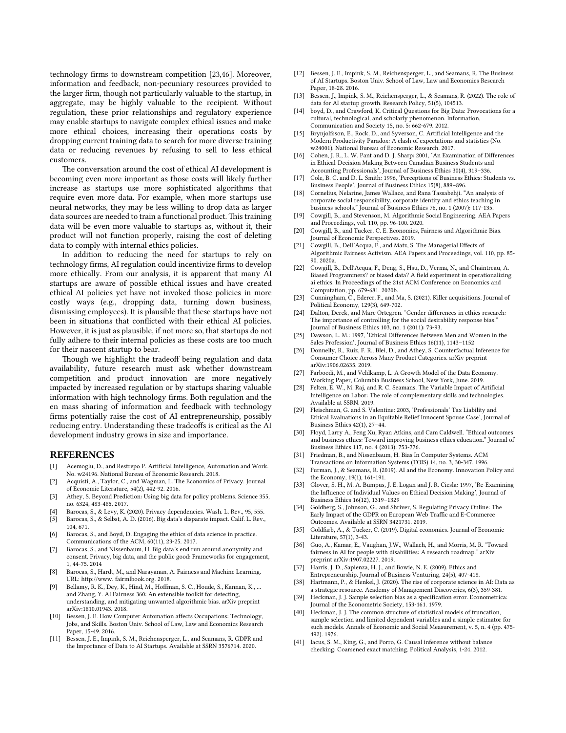technology firms to downstream competition [23,46]. Moreover, information and feedback, non-pecuniary resources provided to the larger firm, though not particularly valuable to the startup, in aggregate, may be highly valuable to the recipient. Without regulation, these prior relationships and regulatory experience may enable startups to navigate complex ethical issues and make more ethical choices, increasing their operations costs by dropping current training data to search for more diverse training data or reducing revenues by refusing to sell to less ethical customers.

The conversation around the cost of ethical AI development is becoming even more important as those costs will likely further increase as startups use more sophisticated algorithms that require even more data. For example, when more startups use neural networks, they may be less willing to drop data as larger data sources are needed to train a functional product. This training data will be even more valuable to startups as, without it, their product will not function properly, raising the cost of deleting data to comply with internal ethics policies.

In addition to reducing the need for startups to rely on technology firms, AI regulation could incentivize firms to develop more ethically. From our analysis, it is apparent that many AI startups are aware of possible ethical issues and have created ethical AI policies yet have not invoked those policies in more costly ways (e.g., dropping data, turning down business, dismissing employees). It is plausible that these startups have not been in situations that conflicted with their ethical AI policies. However, it is just as plausible, if not more so, that startups do not fully adhere to their internal policies as these costs are too much for their nascent startup to bear.

Though we highlight the tradeoff being regulation and data availability, future research must ask whether downstream competition and product innovation are more negatively impacted by increased regulation or by startups sharing valuable information with high technology firms. Both regulation and the en mass sharing of information and feedback with technology firms potentially raise the cost of AI entrepreneurship, possibly reducing entry. Understanding these tradeoffs is critical as the AI development industry grows in size and importance.

## REFERENCES

[1] Acemoglu, D., and Restrepo P. Artificial Intelligence, Automation and Work. No. w24196. National Bureau of Economic Research. 2018.

[2] Acquisti, A., Taylor, C., and Wagman, L. The Economics of Privacy. Journal of Economic Literature, 54(2), 442-92. 2016.

[3] Athey, S. Beyond Prediction: Using big data for policy problems. Science 355, no. 6324, 483-485. 2017.

[4] Barocas, S., & Levy, K. (2020). Privacy dependencies. Wash. L. Rev., 95, 555.

[5] Barocas, S., & Selbst, A. D. (2016). Big data's disparate impact. Calif. L. Rev., 104, 671.

[6] Barocas, S., and Boyd, D. Engaging the ethics of data science in practice. Communications of the ACM, 60(11), 23-25. 2017.

[7] Barocas, S., and Nissenbaum, H. Big data's end run around anonymity and consent. Privacy, big data, and the public good: Frameworks for engagement, 1, 44-75. 2014

[8] Barocas, S., Hardt, M., and Narayanan, A. Fairness and Machine Learning. URL: http://www. fairmlbook.org. 2018.

[9] Bellamy, R. K., Dey, K., Hind, M., Hoffman, S. C., Houde, S., Kannan, K., ... and Zhang, Y. AI Fairness 360: An extensible toolkit for detecting, understanding, and mitigating unwanted algorithmic bias. arXiv preprint arXiv:1810.01943. 2018.

[10] Bessen, J. E. How Computer Automation affects Occupations: Technology, Jobs, and Skills. Boston Univ. School of Law, Law and Economics Research Paper, 15-49. 2016.

[11] Bessen, J. E., Impink, S. M., Reichensperger, L., and Seamans, R. GDPR and the Importance of Data to AI Startups. Available at SSRN 3576714. 2020.

[12] Bessen, J. E., Impink, S. M., Reichensperger, L., and Seamans, R. The Business of AI Startups. Boston Univ. School of Law, Law and Economics Research Paper, 18-28. 2016.

[13] Bessen, J., Impink, S. M., Reichensperger, L., & Seamans, R. (2022). The role of data for AI startup growth. Research Policy, 51(5), 104513.

[14] boyd, D., and Crawford, K. Critical Questions for Big Data: Provocations for a cultural, technological, and scholarly phenomenon. Information, Communication and Society 15, no. 5: 662-679. 2012.

[15] Brynjolfsson, E., Rock, D., and Syverson, C. Artificial Intelligence and the Modern Productivity Paradox: A clash of expectations and statistics (No. w24001). National Bureau of Economic Research. 2017.

[16] Cohen, J. R., L. W. Pant and D. J. Sharp: 2001, 'An Examination of Differences in Ethical-Decision Making Between Canadian Business Students and Accounting Professionals', Journal of Business Ethics 30(4), 319–336.

[17] Cole, B. C. and D. L. Smith: 1996, 'Perceptions of Business Ethics: Students vs. Business People', Journal of Business Ethics 15(8), 889–896.

[18] Cornelius, Nelarine, James Wallace, and Rana Tassabehji. "An analysis of corporate social responsibility, corporate identity and ethics teaching in business schools." Journal of Business Ethics 76, no. 1 (2007): 117-135.

[19] Cowgill, B., and Stevenson, M. Algorithmic Social Engineering. AEA Papers and Proceedings, vol. 110, pp. 96-100. 2020.

[20] Cowgill, B., and Tucker, C. E. Economics, Fairness and Algorithmic Bias. Journal of Economic Perspectives. 2019.

[21] Cowgill, B., Dell'Acqua, F., and Matz, S. The Managerial Effects of Algorithmic Fairness Activism. AEA Papers and Proceedings, vol. 110, pp. 85-90. 2020a.

[22] Cowgill, B., Dell'Acqua, F., Deng, S., Hsu, D., Verma, N., and Chaintreau, A. Biased Programmers? or biased data? A field experiment in operationalizing ai ethics. In Proceedings of the 21st ACM Conference on Economics and Computation, pp. 679-681. 2020b.

[23] Cunningham, C., Ederer, F., and Ma, S. (2021). Killer acquisitions. Journal of Political Economy, 129(3), 649-702.

[24] Dalton, Derek, and Marc Ortegren. "Gender differences in ethics research: The importance of controlling for the social desirability response bias." Journal of Business Ethics 103, no. 1 (2011): 73-93.

[25] Dawson, L. M.: 1997, 'Ethical Differences Between Men and Women in the Sales Profession', Journal of Business Ethics 16(11), 1143–1152

[26] Donnelly, R., Ruiz, F. R., Blei, D., and Athey, S. Counterfactual Inference for Consumer Choice Across Many Product Categories. arXiv preprint arXiv:1906.02635. 2019.

[27] Farboodi, M., and Veldkamp, L. A Growth Model of the Data Economy. Working Paper, Columbia Business School, New York, June. 2019.

[28] Felten, E. W., M. Raj, and R. C. Seamans. The Variable Impact of Artificial Intelligence on Labor: The role of complementary skills and technologies. Available at SSRN. 2019.

[29] Fleischman, G. and S. Valentine: 2003, 'Professionals' Tax Liability and Ethical Evaluations in an Equitable Relief Innocent Spouse Case', Journal of Business Ethics 42(1), 27–44.

[30] Floyd, Larry A., Feng Xu, Ryan Atkins, and Cam Caldwell. "Ethical outcomes and business ethics: Toward improving business ethics education." Journal of Business Ethics 117, no. 4 (2013): 753-776.

[31] Friedman, B., and Nissenbaum, H. Bias In Computer Systems. ACM Transactions on Information Systems (TOIS) 14, no. 3, 30-347. 1996.

[32] Furman, J., & Seamans, R. (2019). AI and the Economy. Innovation Policy and the Economy, 19(1), 161-191.

[33] Glover, S. H., M. A. Bumpus, J. E. Logan and J. R. Ciesla: 1997, 'Re-Examining the Influence of Individual Values on Ethical Decision Making', Journal of Business Ethics 16(12), 1319–1329

[34] Goldberg, S., Johnson, G., and Shriver, S. Regulating Privacy Online: The Early Impact of the GDPR on European Web Traffic and E-Commerce Outcomes. Available at SSRN 3421731. 2019.

[35] Goldfarb, A., & Tucker, C. (2019). Digital economics. Journal of Economic Literature, 57(1), 3-43.

[36] Guo, A., Kamar, E., Vaughan, J.W., Wallach, H., and Morris, M. R. "Toward fairness in AI for people with disabilities: A research roadmap." arXiv preprint arXiv:1907.02227. 2019.

[37] Harris, J. D., Sapienza, H. J., and Bowie, N. E. (2009). Ethics and Entrepreneurship. Journal of Business Venturing, 24(5), 407-418.

[38] Hartmann, P., & Henkel, J. (2020). The rise of corporate science in AI: Data as a strategic resource. Academy of Management Discoveries, 6(3), 359-381.

[39] Heckman, J. J. Sample selection bias as a specification error. Econometrica: Journal of the Econometric Society, 153-161. 1979.

[40] Heckman, J. J. The common structure of statistical models of truncation, sample selection and limited dependent variables and a simple estimator for such models. Annals of Economic and Social Measurement, v. 5, n. 4 (pp. 475-492). 1976.

[41] Iacus, S. M., King, G., and Porro, G. Causal inference without balance checking: Coarsened exact matching. Political Analysis, 1-24. 2012.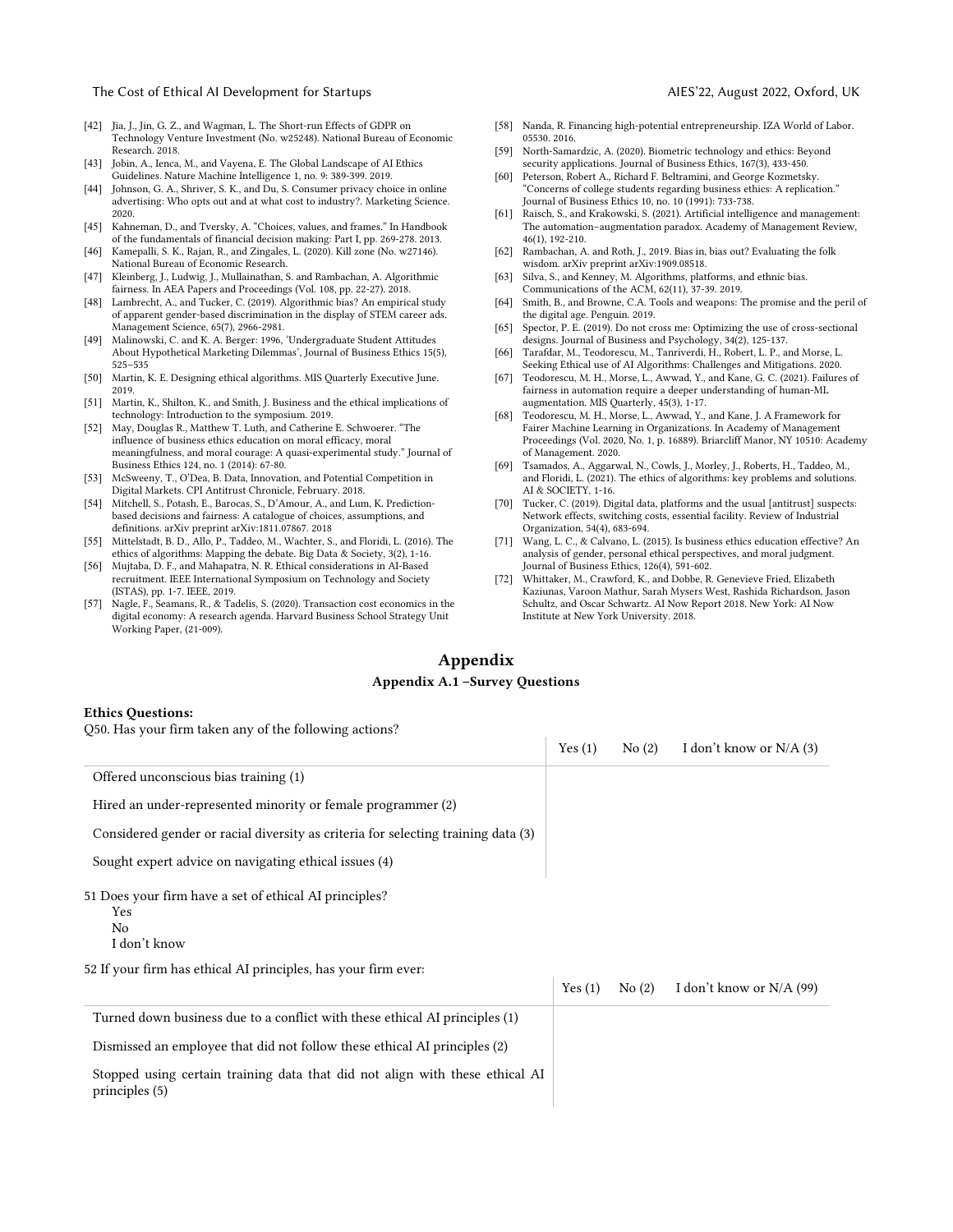[42] Jia, J., Jin, G. Z., and Wagman, L. The Short-run Effects of GDPR on Technology Venture Investment (No. w25248). National Bureau of Economic Research. 2018.

[43] Jobin, A., Ienca, M., and Vayena, E. The Global Landscape of AI Ethics Guidelines. Nature Machine Intelligence 1, no. 9: 389-399. 2019.

[44] Johnson, G. A., Shriver, S. K., and Du, S. Consumer privacy choice in online advertising: Who opts out and at what cost to industry?. Marketing Science. 2020.

[45] Kahneman, D., and Tversky, A. "Choices, values, and frames." In Handbook of the fundamentals of financial decision making: Part I, pp. 269-278. 2013.

[46] Kamepalli, S. K., Rajan, R., and Zingales, L. (2020). Kill zone (No. w27146). National Bureau of Economic Research.

[47] Kleinberg, J., Ludwig, J., Mullainathan, S. and Rambachan, A. Algorithmic fairness. In AEA Papers and Proceedings (Vol. 108, pp. 22-27). 2018.

[48] Lambrecht, A., and Tucker, C. (2019). Algorithmic bias? An empirical study of apparent gender-based discrimination in the display of STEM career ads. Management Science, 65(7), 2966-2981.

[49] Malinowski, C. and K. A. Berger: 1996, 'Undergraduate Student Attitudes About Hypothetical Marketing Dilemmas', Journal of Business Ethics 15(5), 525–535

[50] Martin, K. E. Designing ethical algorithms. MIS Quarterly Executive June. 2019.

[51] Martin, K., Shilton, K., and Smith, J. Business and the ethical implications of technology: Introduction to the symposium. 2019.

[52] May, Douglas R., Matthew T. Luth, and Catherine E. Schwoerer. "The influence of business ethics education on moral efficacy, moral meaningfulness, and moral courage: A quasi-experimental study." Journal of Business Ethics 124, no. 1 (2014): 67-80.

[53] McSweeny, T., O'Dea, B. Data, Innovation, and Potential Competition in Digital Markets. CPI Antitrust Chronicle, February. 2018.

[54] Mitchell, S., Potash, E., Barocas, S., D'Amour, A., and Lum, K. Prediction-based decisions and fairness: A catalogue of choices, assumptions, and definitions. arXiv preprint arXiv:1811.07867. 2018

[55] Mittelstadt, B. D., Allo, P., Taddeo, M., Wachter, S., and Floridi, L. (2016). The ethics of algorithms: Mapping the debate. Big Data & Society, 3(2), 1-16.

[56] Mujtaba, D. F., and Mahapatra, N. R. Ethical considerations in AI-Based recruitment. IEEE International Symposium on Technology and Society (ISTAS), pp. 1-7. IEEE, 2019.

[57] Nagle, F., Seamans, R., & Tadelis, S. (2020). Transaction cost economics in the digital economy: A research agenda. Harvard Business School Strategy Unit Working Paper, (21-009).

[58] Nanda, R. Financing high-potential entrepreneurship. IZA World of Labor. 05530. 2016.

[59] North-Samardzic, A. (2020). Biometric technology and ethics: Beyond security applications. Journal of Business Ethics, 167(3), 433-450.

[60] Peterson, Robert A., Richard F. Beltramini, and George Kozmetsky. "Concerns of college students regarding business ethics: A replication." Journal of Business Ethics 10, no. 10 (1991): 733-738.

[61] Raisch, S., and Krakowski, S. (2021). Artificial intelligence and management: The automation–augmentation paradox. Academy of Management Review, 46(1), 192-210.

[62] Rambachan, A. and Roth, J., 2019. Bias in, bias out? Evaluating the folk wisdom. arXiv preprint arXiv:1909.08518.

[63] Silva, S., and Kenney, M. Algorithms, platforms, and ethnic bias. Communications of the ACM, 62(11), 37-39. 2019.

[64] Smith, B., and Browne, C.A. Tools and weapons: The promise and the peril of the digital age. Penguin. 2019.

[65] Spector, P. E. (2019). Do not cross me: Optimizing the use of cross-sectional designs. Journal of Business and Psychology, 34(2), 125-137.

[66] Tarafdar, M., Teodorescu, M., Tanriverdi, H., Robert, L. P., and Morse, L. Seeking Ethical use of AI Algorithms: Challenges and Mitigations. 2020.

[67] Teodorescu, M. H., Morse, L., Awwad, Y., and Kane, G. C. (2021). Failures of fairness in automation require a deeper understanding of human-ML augmentation. MIS Quarterly, 45(3), 1-17.

[68] Teodorescu, M. H., Morse, L., Awwad, Y., and Kane, J. A Framework for Fairer Machine Learning in Organizations. In Academy of Management Proceedings (Vol. 2020, No. 1, p. 16889). Briarcliff Manor, NY 10510: Academy of Management. 2020.

[69] Tsamados, A., Aggarwal, N., Cowls, J., Morley, J., Roberts, H., Taddeo, M., and Floridi, L. (2021). The ethics of algorithms: key problems and solutions. AI & SOCIETY, 1-16.

[70] Tucker, C. (2019). Digital data, platforms and the usual [antitrust] suspects: Network effects, switching costs, essential facility. Review of Industrial Organization, 54(4), 683-694.

[71] Wang, L. C., & Calvano, L. (2015). Is business ethics education effective? An analysis of gender, personal ethical perspectives, and moral judgment. Journal of Business Ethics, 126(4), 591-602.

[72] Whittaker, M., Crawford, K., and Dobbe, R. Genevieve Fried, Elizabeth Kaziunas, Varoon Mathur, Sarah Mysers West, Rashida Richardson, Jason Schultz, and Oscar Schwartz. AI Now Report 2018. New York: AI Now Institute at New York University. 2018.

# Appendix

## Appendix A.1 –Survey Questions

**Ethics Questions:**

Q50. Has your firm taken any of the following actions?

| | Yes (1) | No (2) | I don't know or N/A (3) |
|---|---|---|---|
| Offered unconscious bias training (1) | | | |
| Hired an under-represented minority or female programmer (2) | | | |
| Considered gender or racial diversity as criteria for selecting training data (3) | | | |
| Sought expert advice on navigating ethical issues (4) | | | |

51 Does your firm have a set of ethical AI principles?

Yes

No

I don't know

52 If your firm has ethical AI principles, has your firm ever:

| | Yes (1) | No (2) | I don't know or N/A (99) |
|---|---|---|---|
| Turned down business due to a conflict with these ethical AI principles (1) | | | |
| Dismissed an employee that did not follow these ethical AI principles (2) | | | |
| Stopped using certain training data that did not align with these ethical AI principles (5) | | | |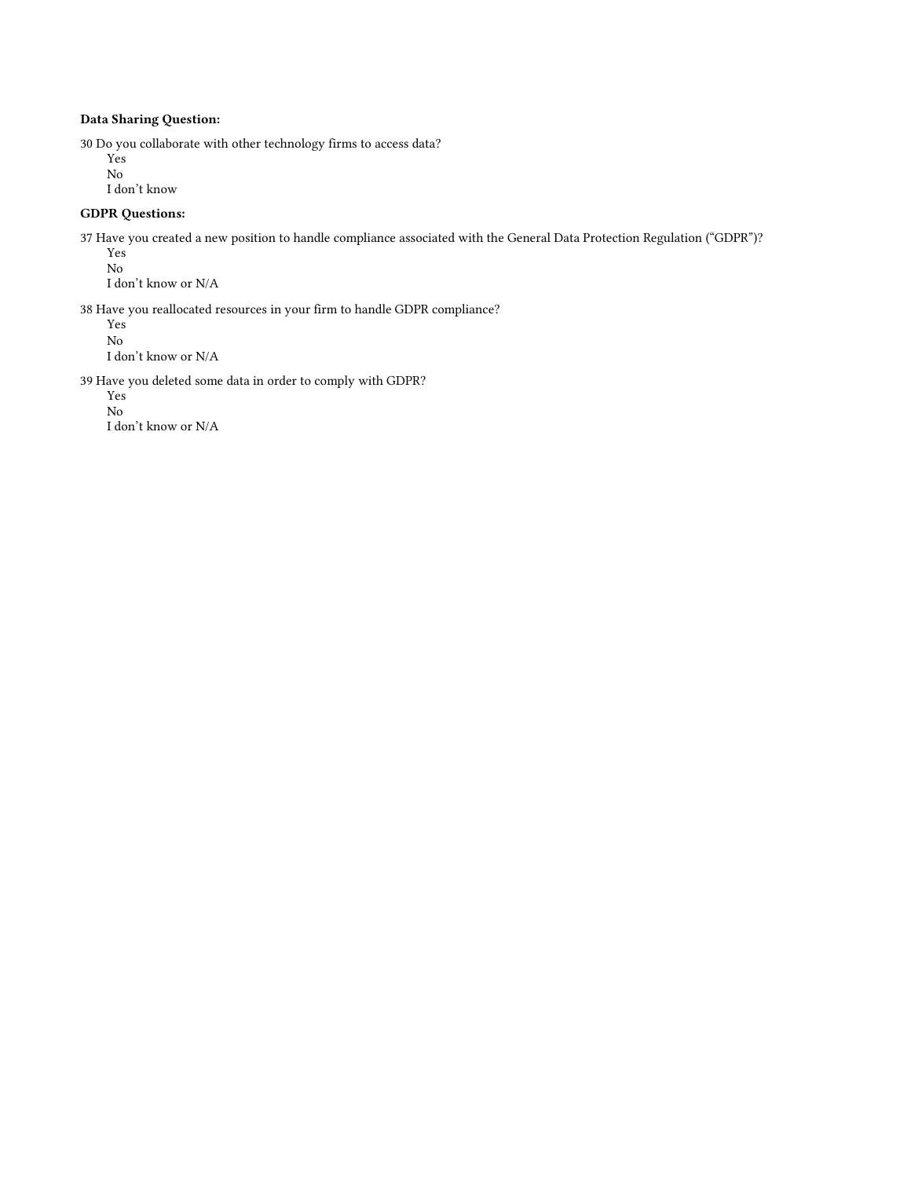**Data Sharing Question:**

30 Do you collaborate with other technology firms to access data?

- Yes
- No
- I don't know

**GDPR Questions:**

37 Have you created a new position to handle compliance associated with the General Data Protection Regulation ("GDPR")?

- Yes
- No
- I don't know or N/A

38 Have you reallocated resources in your firm to handle GDPR compliance?

- Yes
- No
- I don't know or N/A

39 Have you deleted some data in order to comply with GDPR?

- Yes
- No
- I don't know or N/A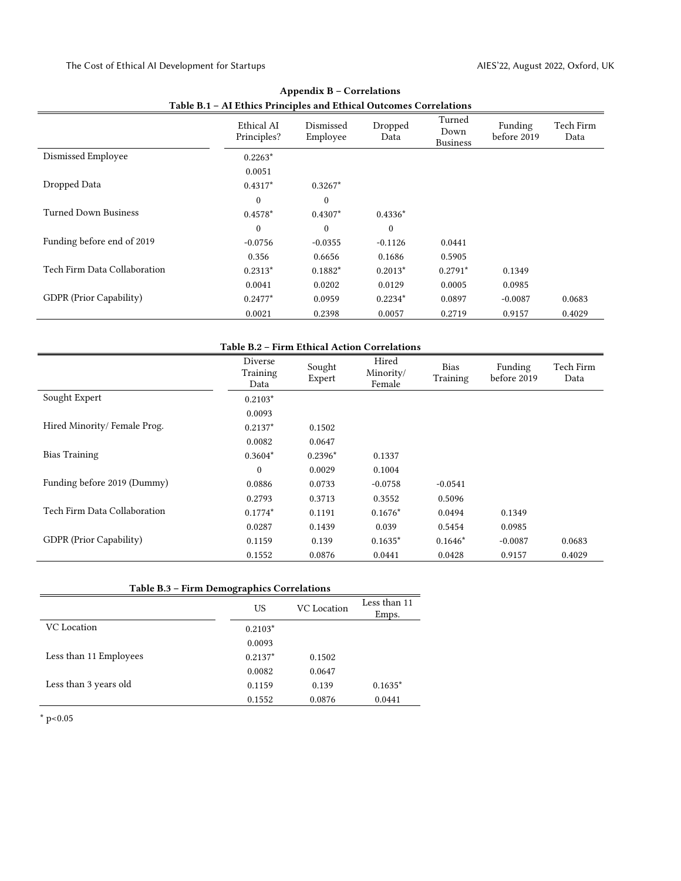## Appendix B – Correlations

**Table B.1 – AI Ethics Principles and Ethical Outcomes Correlations**

| | Ethical AI Principles? | Dismissed Employee | Dropped Data | Turned Down Business | Funding before 2019 | Tech Firm Data |
|---|---|---|---|---|---|---|
| Dismissed Employee | 0.2263* | | | | | |
| | 0.0051 | | | | | |
| Dropped Data | 0.4317* | 0.3267* | | | | |
| | 0 | 0 | | | | |
| Turned Down Business | 0.4578* | 0.4307* | 0.4336* | | | |
| | 0 | 0 | 0 | | | |
| Funding before end of 2019 | -0.0756 | -0.0355 | -0.1126 | 0.0441 | | |
| | 0.356 | 0.6656 | 0.1686 | 0.5905 | | |
| Tech Firm Data Collaboration | 0.2313* | 0.1882* | 0.2013* | 0.2791* | 0.1349 | |
| | 0.0041 | 0.0202 | 0.0129 | 0.0005 | 0.0985 | |
| GDPR (Prior Capability) | 0.2477* | 0.0959 | 0.2234* | 0.0897 | -0.0087 | 0.0683 |
| | 0.0021 | 0.2398 | 0.0057 | 0.2719 | 0.9157 | 0.4029 |

**Table B.2 – Firm Ethical Action Correlations**

| | Diverse Training Data | Sought Expert | Hired Minority/ Female | Bias Training | Funding before 2019 | Tech Firm Data |
|---|---|---|---|---|---|---|
| Sought Expert | 0.2103* | | | | | |
| | 0.0093 | | | | | |
| Hired Minority/ Female Prog. | 0.2137* | 0.1502 | | | | |
| | 0.0082 | 0.0647 | | | | |
| Bias Training | 0.3604* | 0.2396* | 0.1337 | | | |
| | 0 | 0.0029 | 0.1004 | | | |
| Funding before 2019 (Dummy) | 0.0886 | 0.0733 | -0.0758 | -0.0541 | | |
| | 0.2793 | 0.3713 | 0.3552 | 0.5096 | | |
| Tech Firm Data Collaboration | 0.1774* | 0.1191 | 0.1676* | 0.0494 | 0.1349 | |
| | 0.0287 | 0.1439 | 0.039 | 0.5454 | 0.0985 | |
| GDPR (Prior Capability) | 0.1159 | 0.139 | 0.1635* | 0.1646* | -0.0087 | 0.0683 |
| | 0.1552 | 0.0876 | 0.0441 | 0.0428 | 0.9157 | 0.4029 |

**Table B.3 – Firm Demographics Correlations**

| | US | VC Location | Less than 11 Emps. |
|---|---|---|---|
| VC Location | 0.2103* | | |
| | 0.0093 | | |
| Less than 11 Employees | 0.2137* | 0.1502 | |
| | 0.0082 | 0.0647 | |
| Less than 3 years old | 0.1159 | 0.139 | 0.1635* |
| | 0.1552 | 0.0876 | 0.0441 |

* $p<0.05$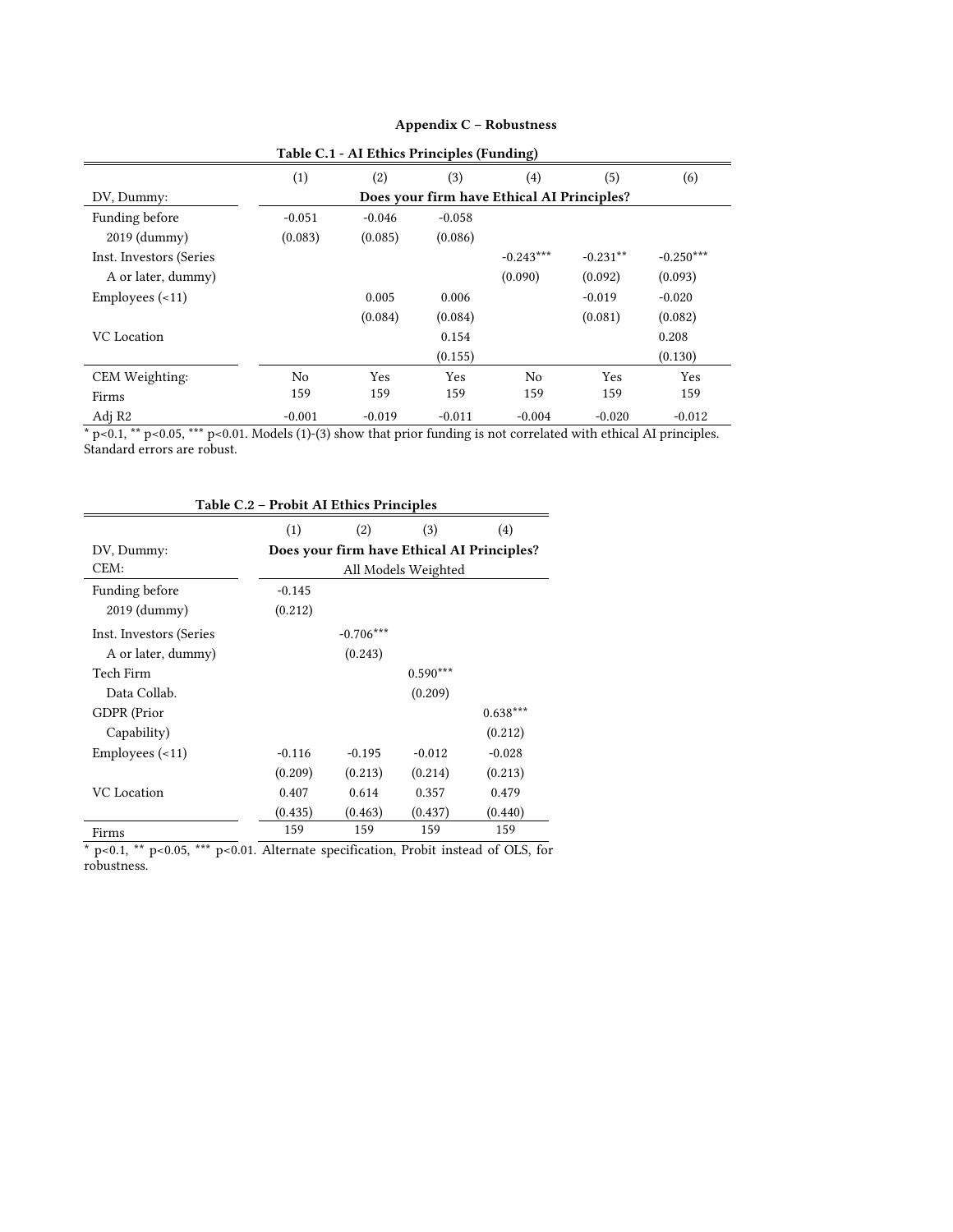## Appendix C – Robustness

**Table C.1 - AI Ethics Principles (Funding)**

| | (1) | (2) | (3) | (4) | (5) | (6) |
|---|---|---|---|---|---|---|
| DV, Dummy: | **Does your firm have Ethical AI Principles?** | | | | | |
| Funding before 2019 (dummy) | -0.051 | -0.046 | -0.058 | | | |
| | (0.083) | (0.085) | (0.086) | | | |
| Inst. Investors (Series A or later, dummy) | | | | -0.243*** | -0.231** | -0.250*** |
| | | | | (0.090) | (0.092) | (0.093) |
| Employees (<11) | | 0.005 | 0.006 | | -0.019 | -0.020 |
| | | (0.084) | (0.084) | | (0.081) | (0.082) |
| VC Location | | | 0.154 | | | 0.208 |
| | | | (0.155) | | | (0.130) |
| CEM Weighting: | No | Yes | Yes | No | Yes | Yes |
| Firms | 159 | 159 | 159 | 159 | 159 | 159 |
| Adj R2 | -0.001 | -0.019 | -0.011 | -0.004 | -0.020 | -0.012 |

* p<0.1, ** p<0.05, *** p<0.01. Models (1)-(3) show that prior funding is not correlated with ethical AI principles. Standard errors are robust.

**Table C.2 – Probit AI Ethics Principles**

| | (1) | (2) | (3) | (4) |
|---|---|---|---|---|
| DV, Dummy: | **Does your firm have Ethical AI Principles?** | | | |
| CEM: | All Models Weighted | | | |
| Funding before 2019 (dummy) | -0.145 | | | |
| | (0.212) | | | |
| Inst. Investors (Series A or later, dummy) | | -0.706*** | | |
| | | (0.243) | | |
| Tech Firm Data Collab. | | | 0.590*** | |
| | | | (0.209) | |
| GDPR (Prior Capability) | | | | 0.638*** |
| | | | | (0.212) |
| Employees (<11) | -0.116 | -0.195 | -0.012 | -0.028 |
| | (0.209) | (0.213) | (0.214) | (0.213) |
| VC Location | 0.407 | 0.614 | 0.357 | 0.479 |
| | (0.435) | (0.463) | (0.437) | (0.440) |
| Firms | 159 | 159 | 159 | 159 |

* p<0.1, ** p<0.05, *** p<0.01. Alternate specification, Probit instead of OLS, for robustness.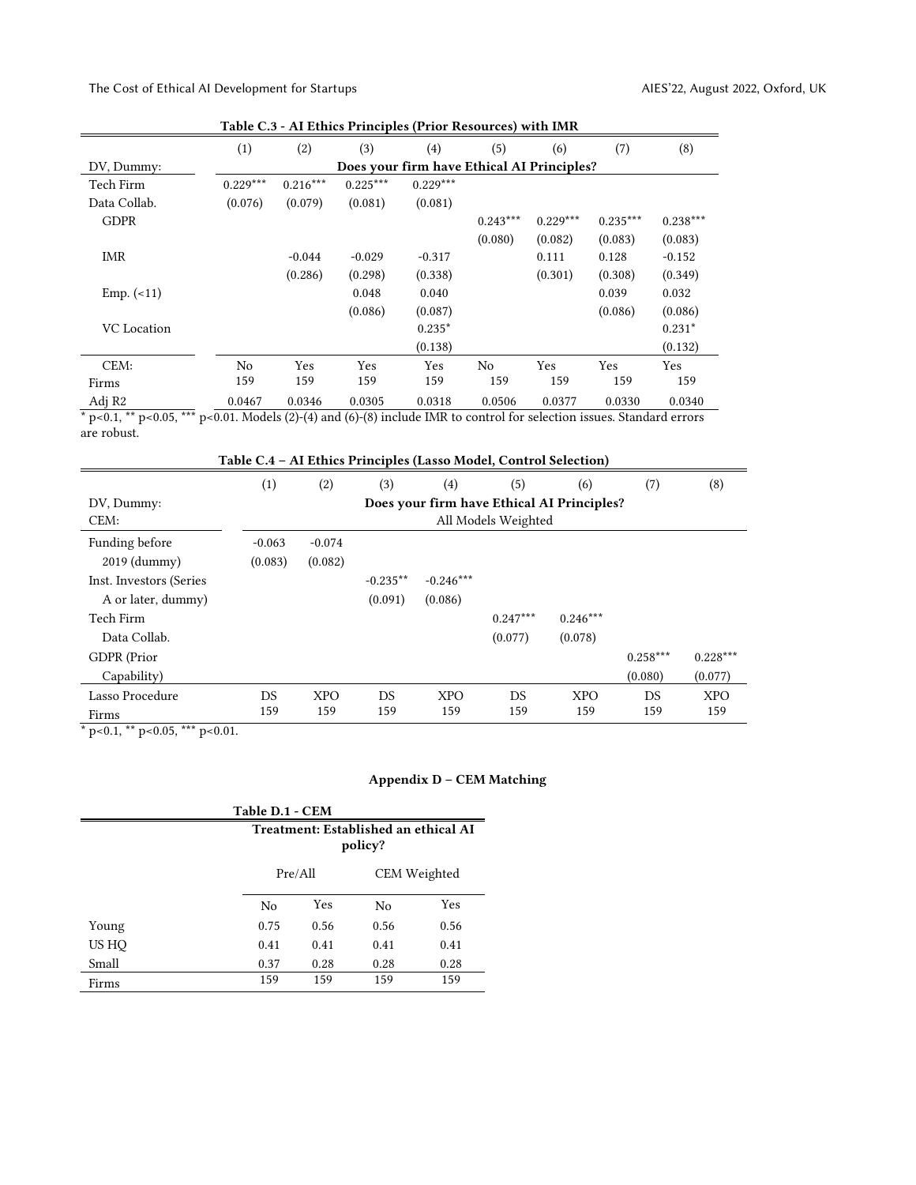**Table C.3 - AI Ethics Principles (Prior Resources) with IMR**

| | (1) | (2) | (3) | (4) | (5) | (6) | (7) | (8) |
|---|---|---|---|---|---|---|---|---|
| DV, Dummy: | Does your firm have Ethical AI Principles? | | | | | | | |
| Tech Firm | 0.229*** | 0.216*** | 0.225*** | 0.229*** | | | | |
| Data Collab. | (0.076) | (0.079) | (0.081) | (0.081) | | | | |
| GDPR | | | | | 0.243*** | 0.229*** | 0.235*** | 0.238*** |
| | | | | | (0.080) | (0.082) | (0.083) | (0.083) |
| IMR | | -0.044 | -0.029 | -0.317 | | 0.111 | 0.128 | -0.152 |
| | | (0.286) | (0.298) | (0.338) | | (0.301) | (0.308) | (0.349) |
| Emp. (<11) | | | 0.048 | 0.040 | | | 0.039 | 0.032 |
| | | | (0.086) | (0.087) | | | (0.086) | (0.086) |
| VC Location | | | | 0.235* | | | | 0.231* |
| | | | | (0.138) | | | | (0.132) |
| CEM: | No | Yes | Yes | Yes | No | Yes | Yes | Yes |
| Firms | 159 | 159 | 159 | 159 | 159 | 159 | 159 | 159 |
| Adj R2 | 0.0467 | 0.0346 | 0.0305 | 0.0318 | 0.0506 | 0.0377 | 0.0330 | 0.0340 |

\* p<0.1, ** p<0.05, *** p<0.01. Models (2)-(4) and (6)-(8) include IMR to control for selection issues. Standard errors are robust.

**Table C.4 – AI Ethics Principles (Lasso Model, Control Selection)**

| | (1) | (2) | (3) | (4) | (5) | (6) | (7) | (8) |
|---|---|---|---|---|---|---|---|---|
| DV, Dummy: | Does your firm have Ethical AI Principles? | | | | | | | |
| CEM: | All Models Weighted | | | | | | | |
| Funding before 2019 (dummy) | -0.063 | -0.074 | | | | | | |
| | (0.083) | (0.082) | | | | | | |
| Inst. Investors (Series A or later, dummy) | | | -0.235** | -0.246*** | | | | |
| | | | (0.091) | (0.086) | | | | |
| Tech Firm Data Collab. | | | | | 0.247*** | 0.246*** | | |
| | | | | | (0.077) | (0.078) | | |
| GDPR (Prior Capability) | | | | | | | 0.258*** | 0.228*** |
| | | | | | | | (0.080) | (0.077) |
| Lasso Procedure | DS | XPO | DS | XPO | DS | XPO | DS | XPO |
| Firms | 159 | 159 | 159 | 159 | 159 | 159 | 159 | 159 |

\* p<0.1, ** p<0.05, *** p<0.01.

## Appendix D – CEM Matching

**Table D.1 - CEM**

| | Treatment: Established an ethical AI policy? | | | |
|---|---|---|---|---|
| | Pre/All | | CEM Weighted | |
| | No | Yes | No | Yes |
| Young | 0.75 | 0.56 | 0.56 | 0.56 |
| US HQ | 0.41 | 0.41 | 0.41 | 0.41 |
| Small | 0.37 | 0.28 | 0.28 | 0.28 |
| Firms | 159 | 159 | 159 | 159 |